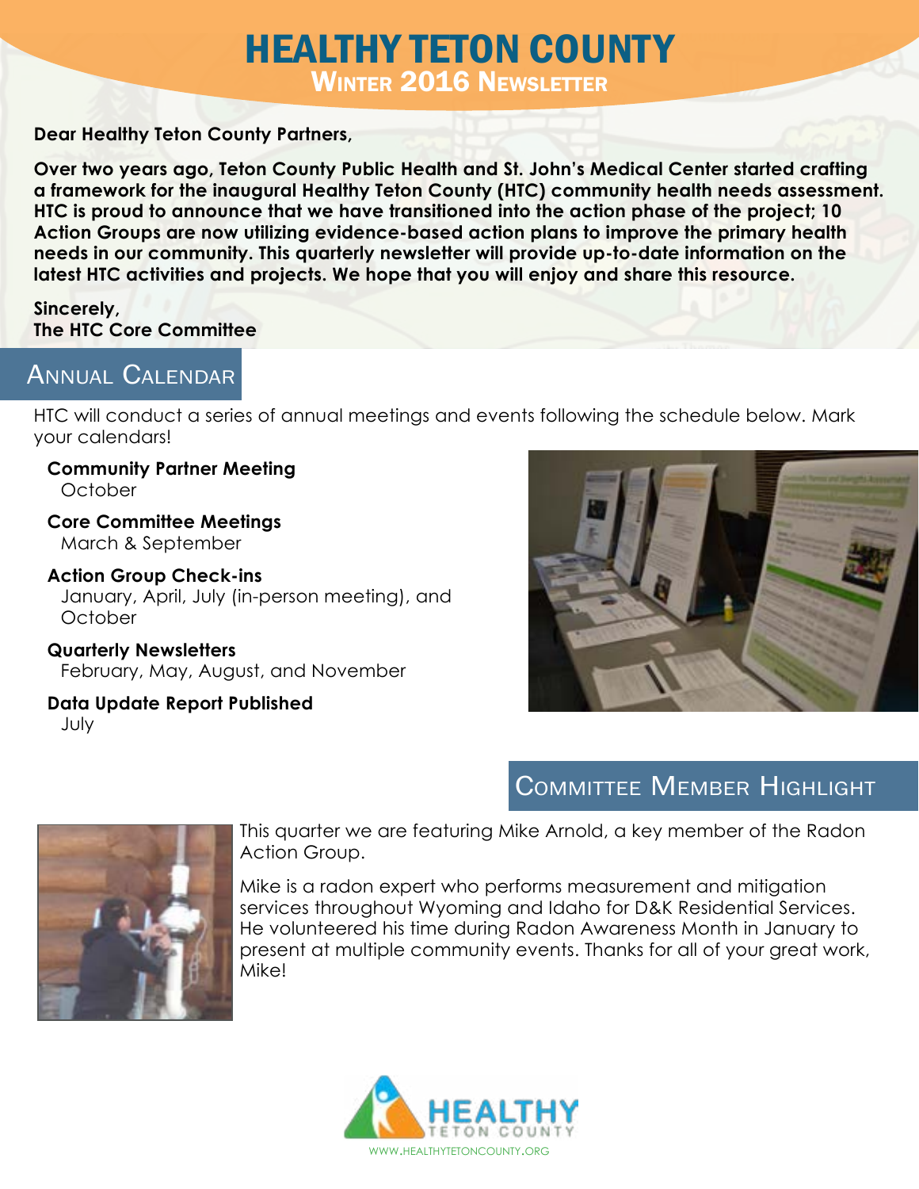# HEALTHY TETON COUNTY
## Winter 2016 Newsletter

**Dear Healthy Teton County Partners,**

**Over two years ago, Teton County Public Health and St. John's Medical Center started crafting a framework for the inaugural Healthy Teton County (HTC) community health needs assessment. HTC is proud to announce that we have transitioned into the action phase of the project; 10 Action Groups are now utilizing evidence-based action plans to improve the primary health needs in our community. This quarterly newsletter will provide up-to-date information on the latest HTC activities and projects. We hope that you will enjoy and share this resource.**

**Sincerely,**
**The HTC Core Committee**

## Annual Calendar

HTC will conduct a series of annual meetings and events following the schedule below. Mark your calendars!

**Community Partner Meeting**
October

**Core Committee Meetings**
March & September

**Action Group Check-ins**
January, April, July (in-person meeting), and October

**Quarterly Newsletters**
February, May, August, and November

**Data Update Report Published**
July

## Committee Member Highlight

This quarter we are featuring Mike Arnold, a key member of the Radon Action Group.

Mike is a radon expert who performs measurement and mitigation services throughout Wyoming and Idaho for D&K Residential Services. He volunteered his time during Radon Awareness Month in January to present at multiple community events. Thanks for all of your great work, Mike!

HEALTHY TETON COUNTY
WWW.HEALTHYTETONCOUNTY.ORG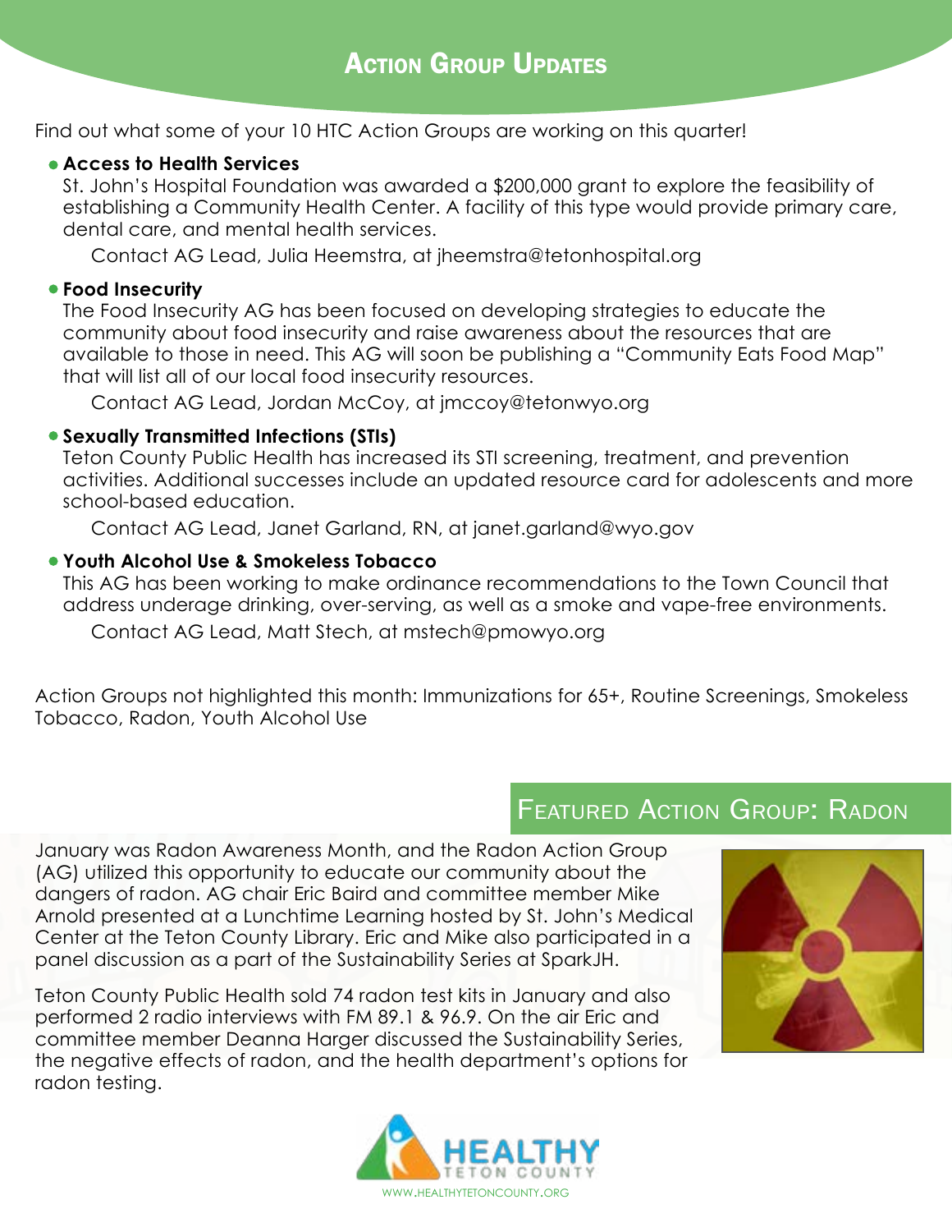# Action Group Updates

Find out what some of your 10 HTC Action Groups are working on this quarter!

- **Access to Health Services**

  St. John's Hospital Foundation was awarded a $200,000 grant to explore the feasibility of establishing a Community Health Center. A facility of this type would provide primary care, dental care, and mental health services.

  Contact AG Lead, Julia Heemstra, at jheemstra@tetonhospital.org

- **Food Insecurity**

  The Food Insecurity AG has been focused on developing strategies to educate the community about food insecurity and raise awareness about the resources that are available to those in need. This AG will soon be publishing a "Community Eats Food Map" that will list all of our local food insecurity resources.

  Contact AG Lead, Jordan McCoy, at jmccoy@tetonwyo.org

- **Sexually Transmitted Infections (STIs)**

  Teton County Public Health has increased its STI screening, treatment, and prevention activities. Additional successes include an updated resource card for adolescents and more school-based education.

  Contact AG Lead, Janet Garland, RN, at janet.garland@wyo.gov

- **Youth Alcohol Use & Smokeless Tobacco**

  This AG has been working to make ordinance recommendations to the Town Council that address underage drinking, over-serving, as well as a smoke and vape-free environments.

  Contact AG Lead, Matt Stech, at mstech@pmowyo.org

Action Groups not highlighted this month: Immunizations for 65+, Routine Screenings, Smokeless Tobacco, Radon, Youth Alcohol Use

## Featured Action Group: Radon

January was Radon Awareness Month, and the Radon Action Group (AG) utilized this opportunity to educate our community about the dangers of radon. AG chair Eric Baird and committee member Mike Arnold presented at a Lunchtime Learning hosted by St. John's Medical Center at the Teton County Library. Eric and Mike also participated in a panel discussion as a part of the Sustainability Series at SparkJH.

Teton County Public Health sold 74 radon test kits in January and also performed 2 radio interviews with FM 89.1 & 96.9. On the air Eric and committee member Deanna Harger discussed the Sustainability Series, the negative effects of radon, and the health department's options for radon testing.

HEALTHY TETON COUNTY

WWW.HEALTHYTETONCOUNTY.ORG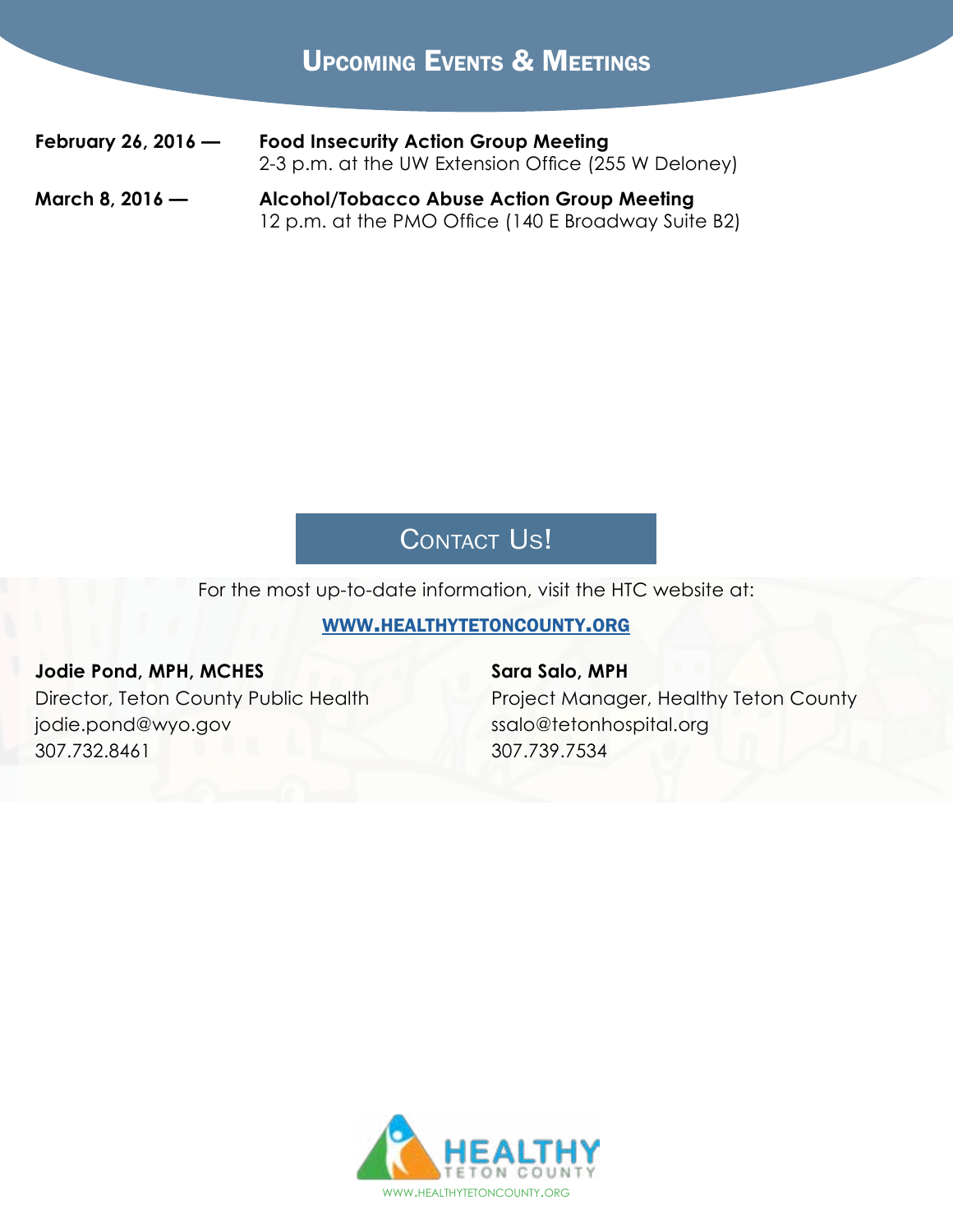## Upcoming Events & Meetings

**February 26, 2016 —** **Food Insecurity Action Group Meeting**
2-3 p.m. at the UW Extension Office (255 W Deloney)

**March 8, 2016 —** **Alcohol/Tobacco Abuse Action Group Meeting**
12 p.m. at the PMO Office (140 E Broadway Suite B2)

## Contact Us!

For the most up-to-date information, visit the HTC website at:

[WWW.HEALTHYTETONCOUNTY.ORG](http://www.healthytetoncounty.org)

**Jodie Pond, MPH, MCHES**
Director, Teton County Public Health
jodie.pond@wyo.gov
307.732.8461

**Sara Salo, MPH**
Project Manager, Healthy Teton County
ssalo@tetonhospital.org
307.739.7534

HEALTHY TETON COUNTY
WWW.HEALTHYTETONCOUNTY.ORG